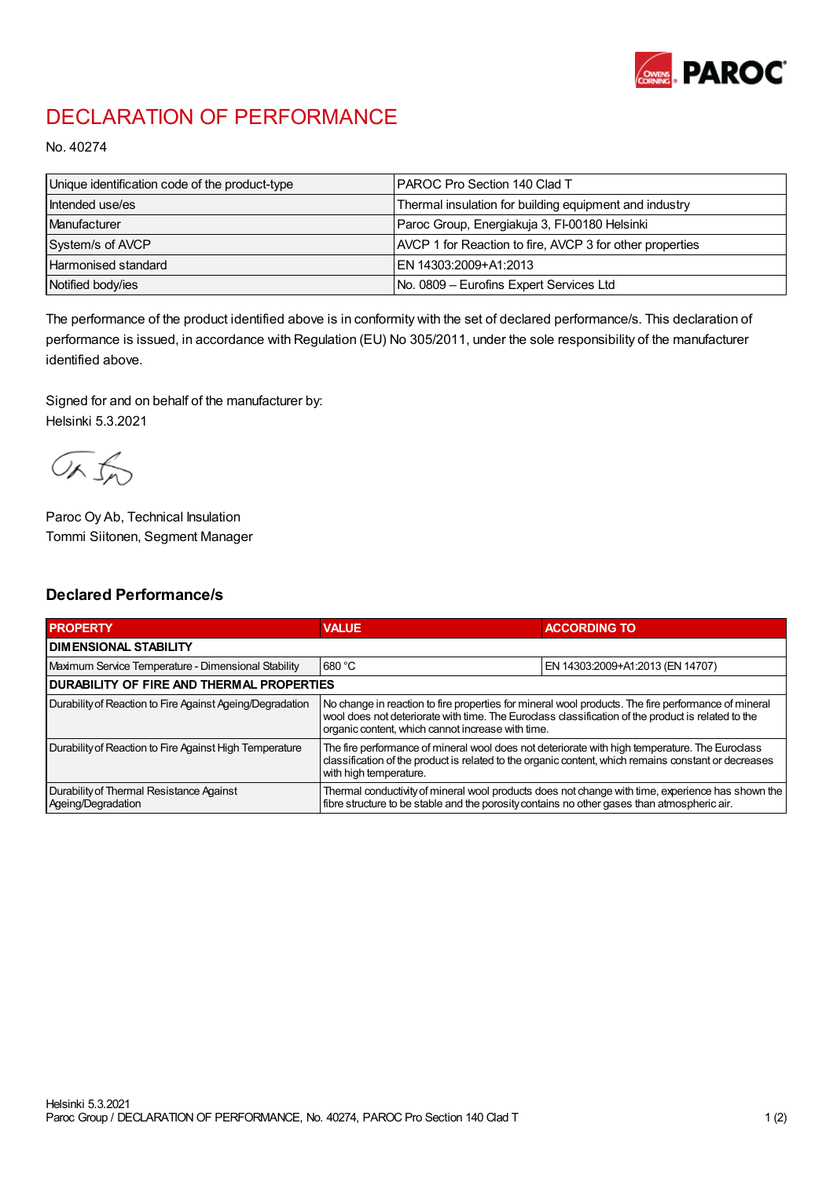# DECLARATION OF PERFORMANCE

No. 40274

| Unique identification code of the product-type | PAROC Pro Section 140 Clad T |
|---|---|
| Intended use/es | Thermal insulation for building equipment and industry |
| Manufacturer | Paroc Group, Energiakuja 3, FI-00180 Helsinki |
| System/s of AVCP | AVCP 1 for Reaction to fire, AVCP 3 for other properties |
| Harmonised standard | EN 14303:2009+A1:2013 |
| Notified body/ies | No. 0809 – Eurofins Expert Services Ltd |

The performance of the product identified above is in conformity with the set of declared performance/s. This declaration of performance is issued, in accordance with Regulation (EU) No 305/2011, under the sole responsibility of the manufacturer identified above.

Signed for and on behalf of the manufacturer by:
Helsinki 5.3.2021

Paroc Oy Ab, Technical Insulation
Tommi Siitonen, Segment Manager

## Declared Performance/s

| PROPERTY | VALUE | ACCORDING TO |
|---|---|---|
| **DIMENSIONAL STABILITY** | | |
| Maximum Service Temperature - Dimensional Stability | 680 °C | EN 14303:2009+A1:2013 (EN 14707) |
| **DURABILITY OF FIRE AND THERMAL PROPERTIES** | | |
| Durability of Reaction to Fire Against Ageing/Degradation | No change in reaction to fire properties for mineral wool products. The fire performance of mineral wool does not deteriorate with time. The Euroclass classification of the product is related to the organic content, which cannot increase with time. | |
| Durability of Reaction to Fire Against High Temperature | The fire performance of mineral wool does not deteriorate with high temperature. The Euroclass classification of the product is related to the organic content, which remains constant or decreases with high temperature. | |
| Durability of Thermal Resistance Against Ageing/Degradation | Thermal conductivity of mineral wool products does not change with time, experience has shown the fibre structure to be stable and the porosity contains no other gases than atmospheric air. | |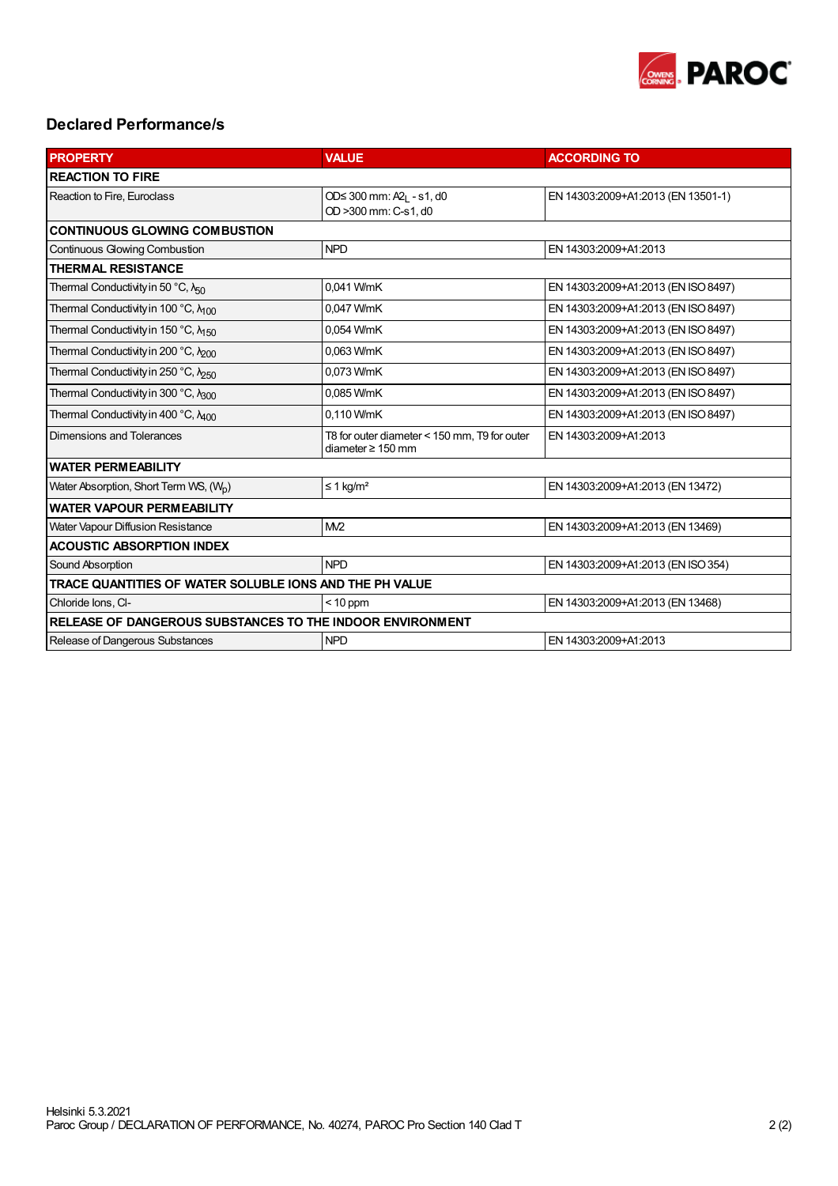## Declared Performance/s

| PROPERTY | VALUE | ACCORDING TO |
|---|---|---|
| **REACTION TO FIRE** | | |
| Reaction to Fire, Euroclass | OD≤ 300 mm: $A2_L$ - s1, d0<br>OD >300 mm: C-s1, d0 | EN 14303:2009+A1:2013 (EN 13501-1) |
| **CONTINUOUS GLOWING COMBUSTION** | | |
| Continuous Glowing Combustion | NPD | EN 14303:2009+A1:2013 |
| **THERMAL RESISTANCE** | | |
| Thermal Conductivity in 50 °C, $\lambda_{50}$ | 0,041 W/mK | EN 14303:2009+A1:2013 (EN ISO 8497) |
| Thermal Conductivity in 100 °C, $\lambda_{100}$ | 0,047 W/mK | EN 14303:2009+A1:2013 (EN ISO 8497) |
| Thermal Conductivity in 150 °C, $\lambda_{150}$ | 0,054 W/mK | EN 14303:2009+A1:2013 (EN ISO 8497) |
| Thermal Conductivity in 200 °C, $\lambda_{200}$ | 0,063 W/mK | EN 14303:2009+A1:2013 (EN ISO 8497) |
| Thermal Conductivity in 250 °C, $\lambda_{250}$ | 0,073 W/mK | EN 14303:2009+A1:2013 (EN ISO 8497) |
| Thermal Conductivity in 300 °C, $\lambda_{300}$ | 0,085 W/mK | EN 14303:2009+A1:2013 (EN ISO 8497) |
| Thermal Conductivity in 400 °C, $\lambda_{400}$ | 0,110 W/mK | EN 14303:2009+A1:2013 (EN ISO 8497) |
| Dimensions and Tolerances | T8 for outer diameter < 150 mm, T9 for outer diameter ≥ 150 mm | EN 14303:2009+A1:2013 |
| **WATER PERMEABILITY** | | |
| Water Absorption, Short Term WS, ($W_p$) | ≤ 1 kg/m² | EN 14303:2009+A1:2013 (EN 13472) |
| **WATER VAPOUR PERMEABILITY** | | |
| Water Vapour Diffusion Resistance | MV2 | EN 14303:2009+A1:2013 (EN 13469) |
| **ACOUSTIC ABSORPTION INDEX** | | |
| Sound Absorption | NPD | EN 14303:2009+A1:2013 (EN ISO 354) |
| **TRACE QUANTITIES OF WATER SOLUBLE IONS AND THE PH VALUE** | | |
| Chloride Ions, Cl- | < 10 ppm | EN 14303:2009+A1:2013 (EN 13468) |
| **RELEASE OF DANGEROUS SUBSTANCES TO THE INDOOR ENVIRONMENT** | | |
| Release of Dangerous Substances | NPD | EN 14303:2009+A1:2013 |

Helsinki 5.3.2021
Paroc Group / DECLARATION OF PERFORMANCE, No. 40274, PAROC Pro Section 140 Clad T